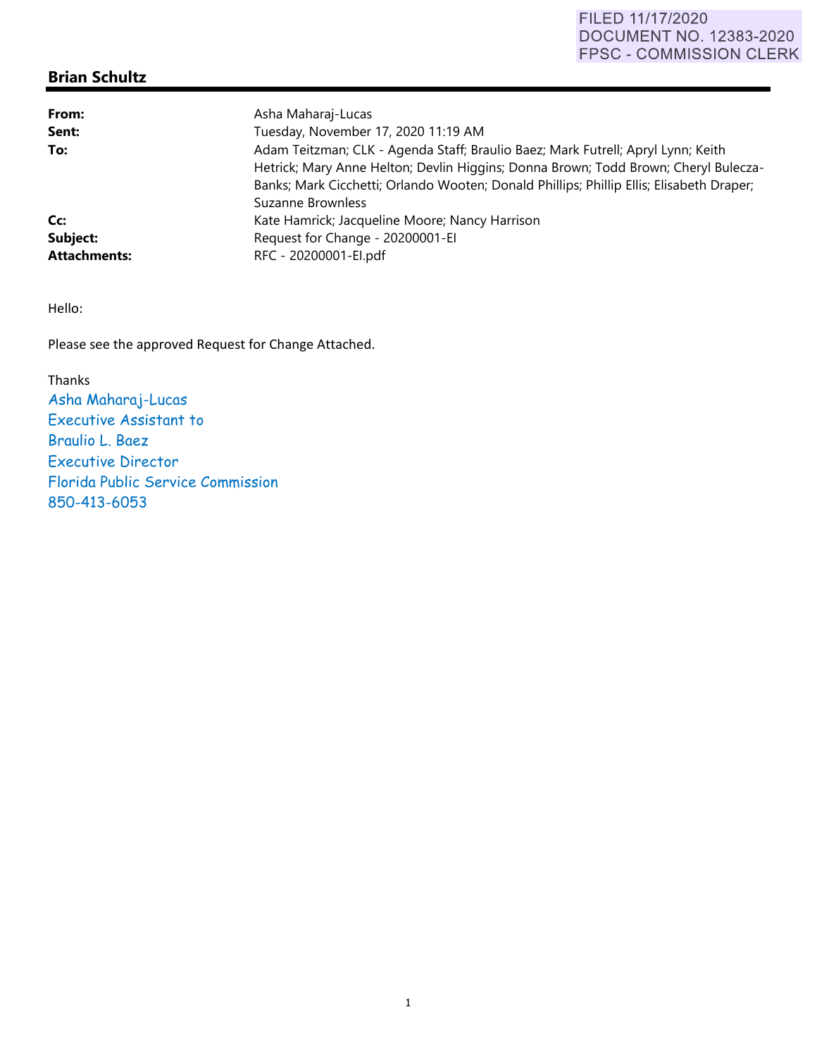FILED 11/17/2020
DOCUMENT NO. 12383-2020
FPSC - COMMISSION CLERK

## Brian Schultz

| | |
|---|---|
| **From:** | Asha Maharaj-Lucas |
| **Sent:** | Tuesday, November 17, 2020 11:19 AM |
| **To:** | Adam Teitzman; CLK - Agenda Staff; Braulio Baez; Mark Futrell; Apryl Lynn; Keith Hetrick; Mary Anne Helton; Devlin Higgins; Donna Brown; Todd Brown; Cheryl Bulecza-Banks; Mark Cicchetti; Orlando Wooten; Donald Phillips; Phillip Ellis; Elisabeth Draper; Suzanne Brownless |
| **Cc:** | Kate Hamrick; Jacqueline Moore; Nancy Harrison |
| **Subject:** | Request for Change - 20200001-EI |
| **Attachments:** | RFC - 20200001-EI.pdf |

Hello:

Please see the approved Request for Change Attached.

Thanks
Asha Maharaj-Lucas
Executive Assistant to
Braulio L. Baez
Executive Director
Florida Public Service Commission
850-413-6053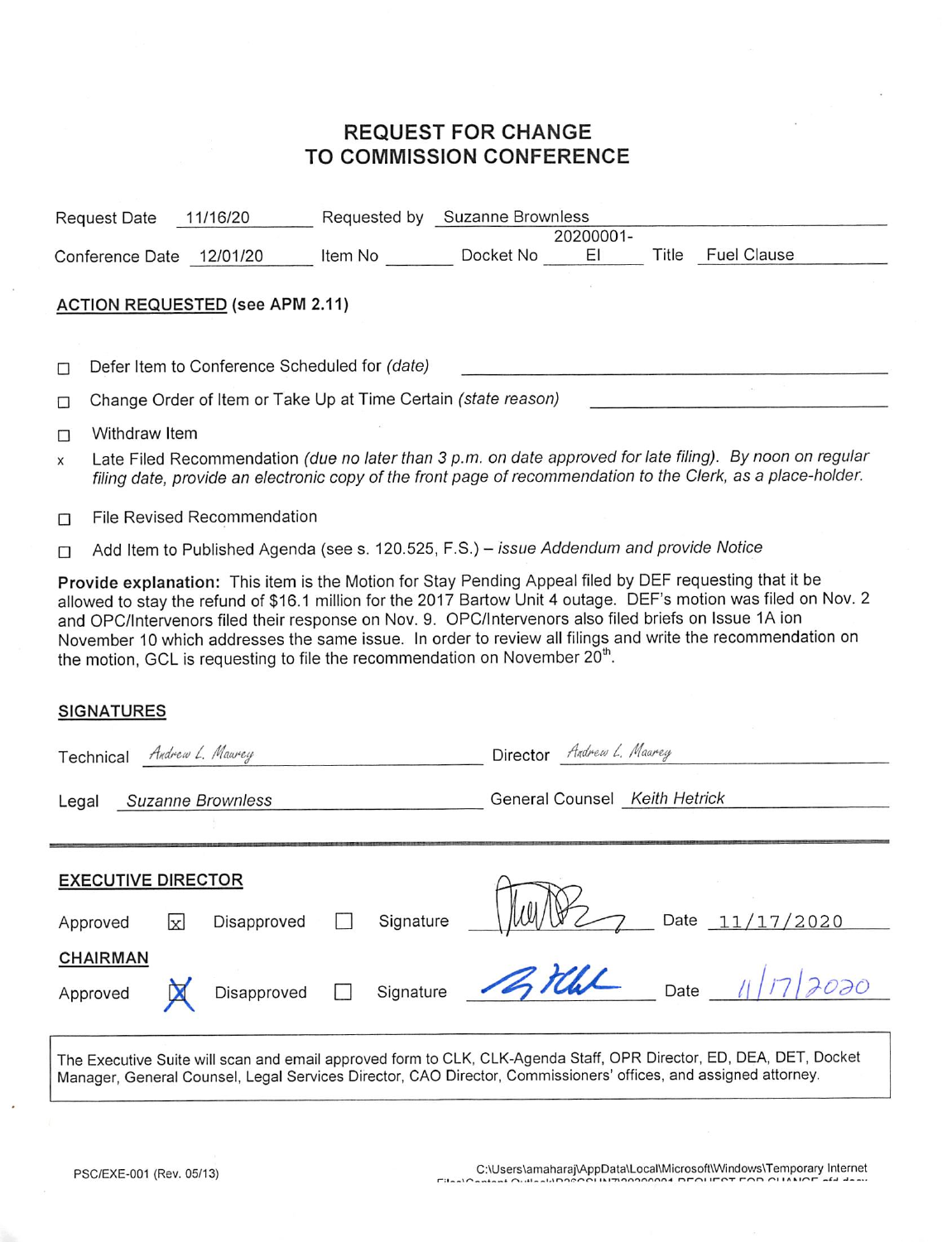# REQUEST FOR CHANGE
# TO COMMISSION CONFERENCE

Request Date 11/16/20 Requested by Suzanne Brownless

Conference Date 12/01/20 Item No ______ Docket No 20200001-EI Title Fuel Clause

**ACTION REQUESTED (see APM 2.11)**

☐ Defer Item to Conference Scheduled for *(date)* ______

☐ Change Order of Item or Take Up at Time Certain *(state reason)* ______

☐ Withdraw Item

x Late Filed Recommendation *(due no later than 3 p.m. on date approved for late filing). By noon on regular filing date, provide an electronic copy of the front page of recommendation to the Clerk, as a place-holder.*

☐ File Revised Recommendation

☐ Add Item to Published Agenda (see s. 120.525, F.S.) – *issue Addendum and provide Notice*

**Provide explanation:** This item is the Motion for Stay Pending Appeal filed by DEF requesting that it be allowed to stay the refund of $16.1 million for the 2017 Bartow Unit 4 outage. DEF's motion was filed on Nov. 2 and OPC/Intervenors filed their response on Nov. 9. OPC/Intervenors also filed briefs on Issue 1A ion November 10 which addresses the same issue. In order to review all filings and write the recommendation on the motion, GCL is requesting to file the recommendation on November 20th.

**SIGNATURES**

Technical *Andrew L. Maurey* Director *Andrew L. Maurey*

Legal *Suzanne Brownless* General Counsel *Keith Hetrick*

**EXECUTIVE DIRECTOR**

Approved ☒ Disappointed ☐ Signature [signature] Date 11/17/2020

**CHAIRMAN**

Approved ☒ Disapproved ☐ Signature [signature] Date 11/17/2020

The Executive Suite will scan and email approved form to CLK, CLK-Agenda Staff, OPR Director, ED, DEA, DET, Docket Manager, General Counsel, Legal Services Director, CAO Director, Commissioners' offices, and assigned attorney.

PSC/EXE-001 (Rev. 05/13)

C:\Users\amaharaj\AppData\Local\Microsoft\Windows\Temporary Internet